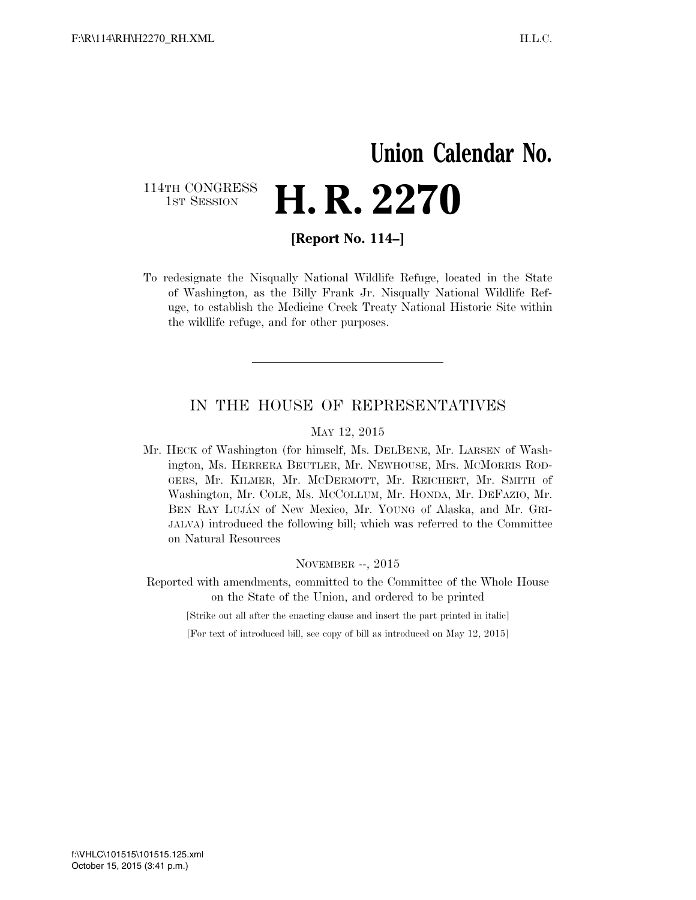# Union Calendar No.

114TH CONGRESS
1ST SESSION

# H. R. 2270

**[Report No. 114–]**

To redesignate the Nisqually National Wildlife Refuge, located in the State of Washington, as the Billy Frank Jr. Nisqually National Wildlife Refuge, to establish the Medicine Creek Treaty National Historic Site within the wildlife refuge, and for other purposes.

---

## IN THE HOUSE OF REPRESENTATIVES

MAY 12, 2015

Mr. HECK of Washington (for himself, Ms. DELBENE, Mr. LARSEN of Washington, Ms. HERRERA BEUTLER, Mr. NEWHOUSE, Mrs. MCMORRIS RODGERS, Mr. KILMER, Mr. MCDERMOTT, Mr. REICHERT, Mr. SMITH of Washington, Mr. COLE, Ms. MCCOLLUM, Mr. HONDA, Mr. DEFAZIO, Mr. BEN RAY LUJÁN of New Mexico, Mr. YOUNG of Alaska, and Mr. GRIJALVA) introduced the following bill; which was referred to the Committee on Natural Resources

NOVEMBER --, 2015

Reported with amendments, committed to the Committee of the Whole House on the State of the Union, and ordered to be printed

[Strike out all after the enacting clause and insert the part printed in italic]

[For text of introduced bill, see copy of bill as introduced on May 12, 2015]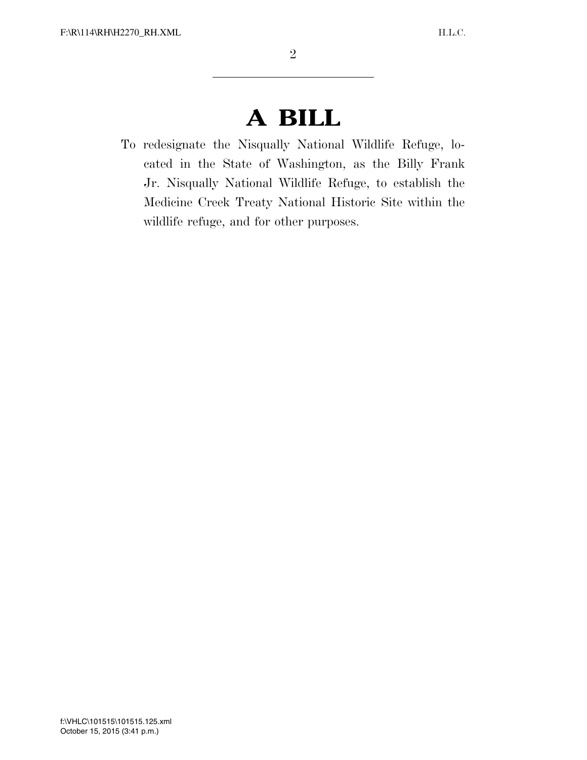# A BILL

To redesignate the Nisqually National Wildlife Refuge, located in the State of Washington, as the Billy Frank Jr. Nisqually National Wildlife Refuge, to establish the Medicine Creek Treaty National Historic Site within the wildlife refuge, and for other purposes.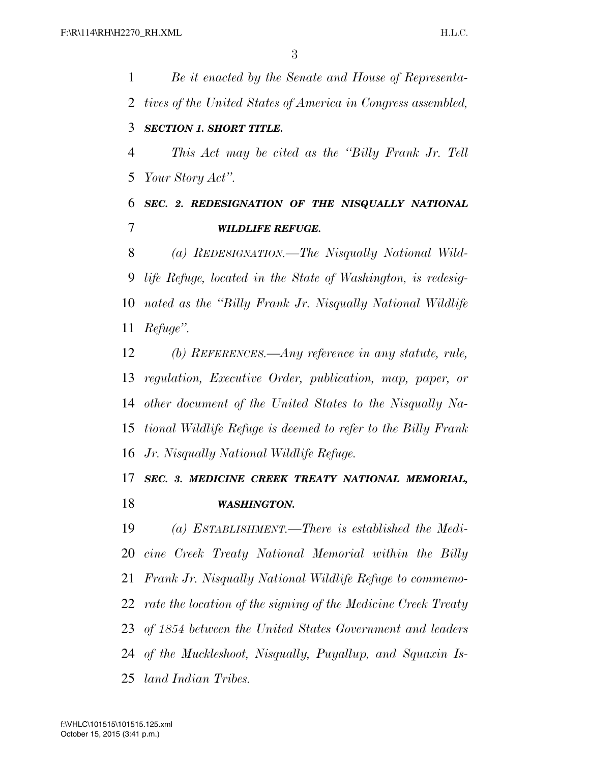*Be it enacted by the Senate and House of Representatives of the United States of America in Congress assembled,*

***SECTION 1. SHORT TITLE.***

*This Act may be cited as the "Billy Frank Jr. Tell Your Story Act".*

***SEC. 2. REDESIGNATION OF THE NISQUALLY NATIONAL WILDLIFE REFUGE.***

*(a) REDESIGNATION.—The Nisqually National Wildlife Refuge, located in the State of Washington, is redesignated as the "Billy Frank Jr. Nisqually National Wildlife Refuge".*

*(b) REFERENCES.—Any reference in any statute, rule, regulation, Executive Order, publication, map, paper, or other document of the United States to the Nisqually National Wildlife Refuge is deemed to refer to the Billy Frank Jr. Nisqually National Wildlife Refuge.*

***SEC. 3. MEDICINE CREEK TREATY NATIONAL MEMORIAL, WASHINGTON.***

*(a) ESTABLISHMENT.—There is established the Medicine Creek Treaty National Memorial within the Billy Frank Jr. Nisqually National Wildlife Refuge to commemorate the location of the signing of the Medicine Creek Treaty of 1854 between the United States Government and leaders of the Muckleshoot, Nisqually, Puyallup, and Squaxin Island Indian Tribes.*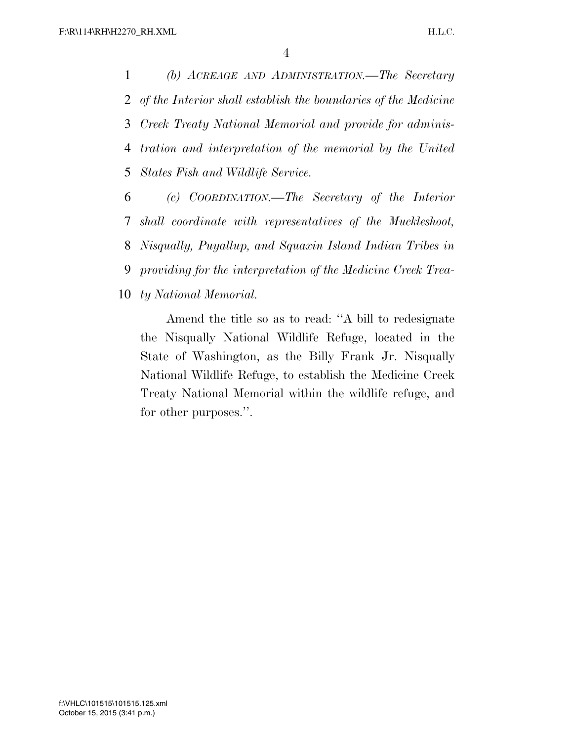*(b) ACREAGE AND ADMINISTRATION.—The Secretary of the Interior shall establish the boundaries of the Medicine Creek Treaty National Memorial and provide for administration and interpretation of the memorial by the United States Fish and Wildlife Service.*

*(c) COORDINATION.—The Secretary of the Interior shall coordinate with representatives of the Muckleshoot, Nisqually, Puyallup, and Squaxin Island Indian Tribes in providing for the interpretation of the Medicine Creek Treaty National Memorial.*

Amend the title so as to read: ''A bill to redesignate the Nisqually National Wildlife Refuge, located in the State of Washington, as the Billy Frank Jr. Nisqually National Wildlife Refuge, to establish the Medicine Creek Treaty National Memorial within the wildlife refuge, and for other purposes.''.